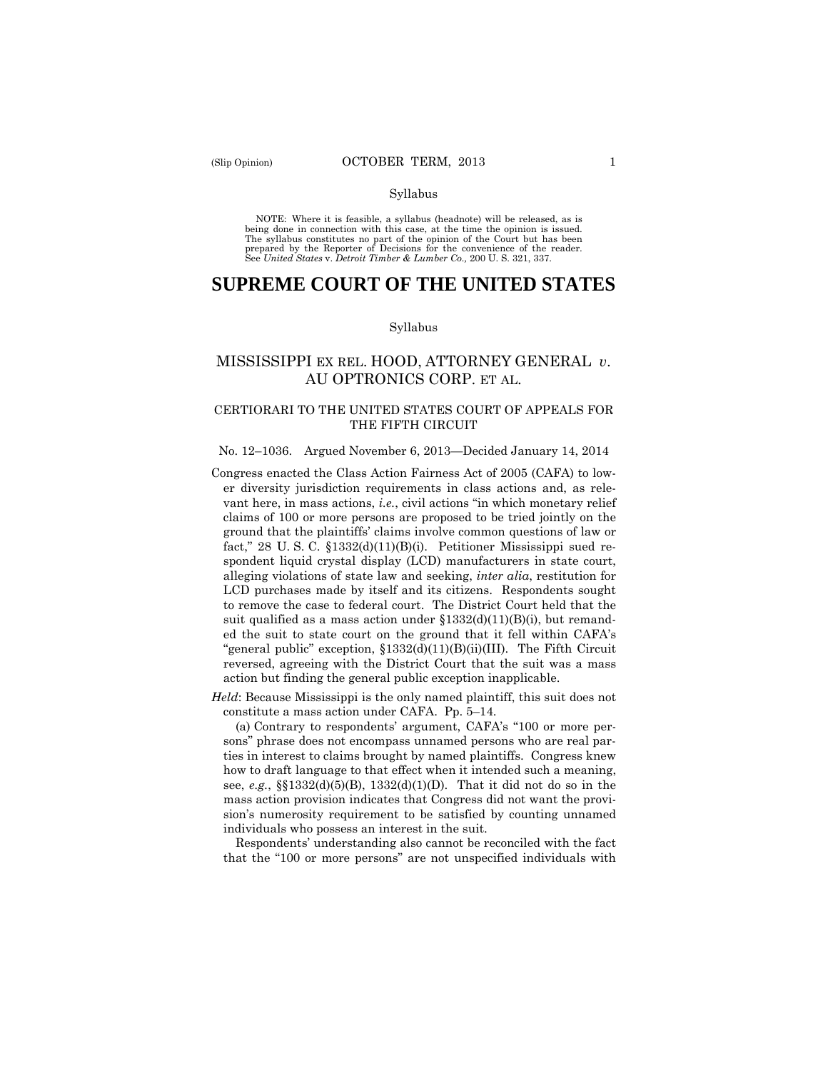Syllabus

NOTE: Where it is feasible, a syllabus (headnote) will be released, as is being done in connection with this case, at the time the opinion is issued. The syllabus constitutes no part of the opinion of the Court but has been prepared by the Reporter of Decisions for the convenience of the reader. See *United States* v. *Detroit Timber & Lumber Co.,* 200 U. S. 321, 337.

# SUPREME COURT OF THE UNITED STATES

Syllabus

## MISSISSIPPI EX REL. HOOD, ATTORNEY GENERAL *v.* AU OPTRONICS CORP. ET AL.

### CERTIORARI TO THE UNITED STATES COURT OF APPEALS FOR THE FIFTH CIRCUIT

No. 12–1036. Argued November 6, 2013—Decided January 14, 2014

Congress enacted the Class Action Fairness Act of 2005 (CAFA) to lower diversity jurisdiction requirements in class actions and, as relevant here, in mass actions, *i.e.*, civil actions "in which monetary relief claims of 100 or more persons are proposed to be tried jointly on the ground that the plaintiffs' claims involve common questions of law or fact," 28 U. S. C. §1332(d)(11)(B)(i). Petitioner Mississippi sued respondent liquid crystal display (LCD) manufacturers in state court, alleging violations of state law and seeking, *inter alia*, restitution for LCD purchases made by itself and its citizens. Respondents sought to remove the case to federal court. The District Court held that the suit qualified as a mass action under §1332(d)(11)(B)(i), but remanded the suit to state court on the ground that it fell within CAFA's "general public" exception, §1332(d)(11)(B)(ii)(III). The Fifth Circuit reversed, agreeing with the District Court that the suit was a mass action but finding the general public exception inapplicable.

*Held*: Because Mississippi is the only named plaintiff, this suit does not constitute a mass action under CAFA. Pp. 5–14.

(a) Contrary to respondents' argument, CAFA's "100 or more persons" phrase does not encompass unnamed persons who are real parties in interest to claims brought by named plaintiffs. Congress knew how to draft language to that effect when it intended such a meaning, see, *e.g.*, §§1332(d)(5)(B), 1332(d)(1)(D). That it did not do so in the mass action provision indicates that Congress did not want the provision's numerosity requirement to be satisfied by counting unnamed individuals who possess an interest in the suit.

Respondents' understanding also cannot be reconciled with the fact that the "100 or more persons" are not unspecified individuals with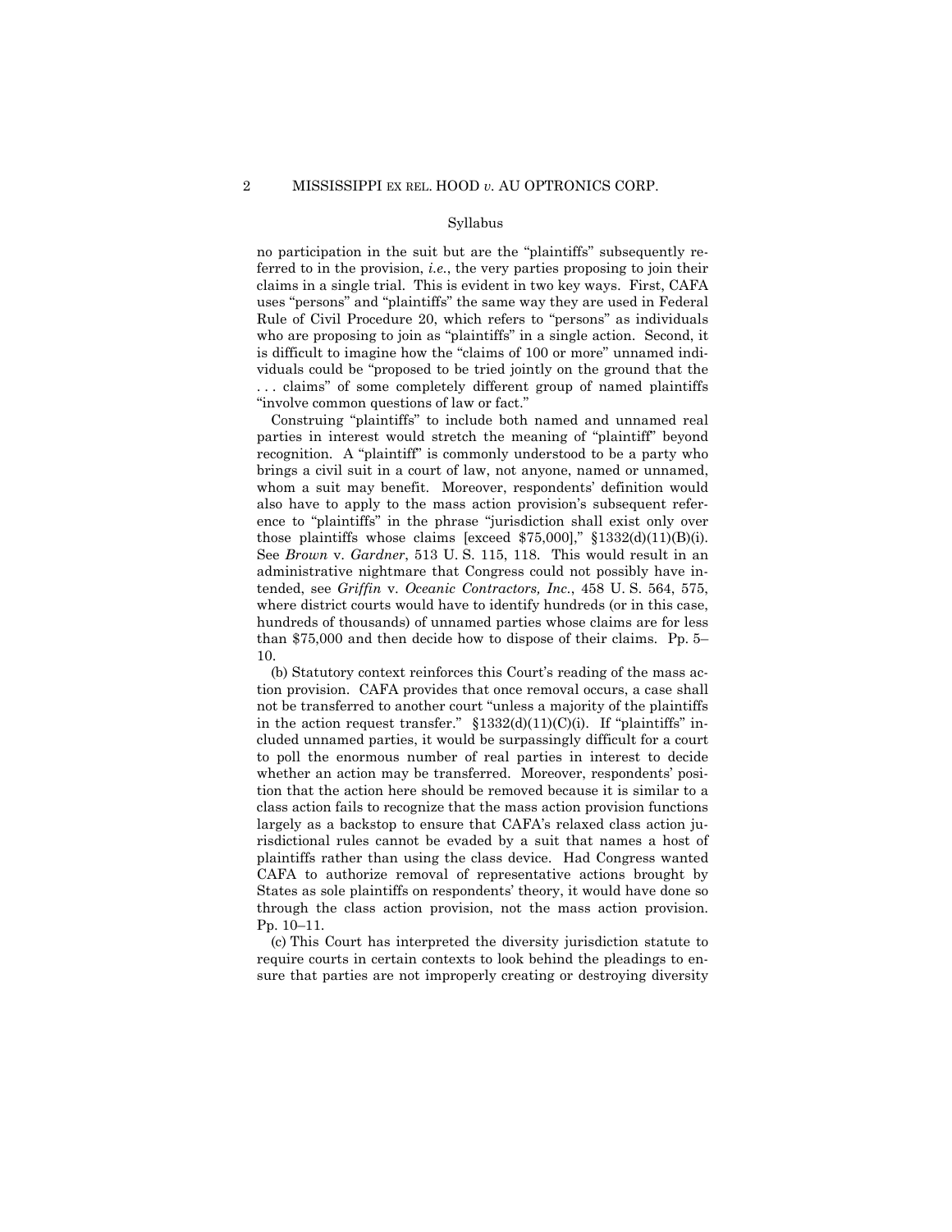Syllabus

no participation in the suit but are the "plaintiffs" subsequently referred to in the provision, *i.e.*, the very parties proposing to join their claims in a single trial. This is evident in two key ways. First, CAFA uses "persons" and "plaintiffs" the same way they are used in Federal Rule of Civil Procedure 20, which refers to "persons" as individuals who are proposing to join as "plaintiffs" in a single action. Second, it is difficult to imagine how the "claims of 100 or more" unnamed individuals could be "proposed to be tried jointly on the ground that the . . . claims" of some completely different group of named plaintiffs "involve common questions of law or fact."

Construing "plaintiffs" to include both named and unnamed real parties in interest would stretch the meaning of "plaintiff" beyond recognition. A "plaintiff" is commonly understood to be a party who brings a civil suit in a court of law, not anyone, named or unnamed, whom a suit may benefit. Moreover, respondents' definition would also have to apply to the mass action provision's subsequent reference to "plaintiffs" in the phrase "jurisdiction shall exist only over those plaintiffs whose claims [exceed $75,000]," §1332(d)(11)(B)(i). See *Brown* v. *Gardner*, 513 U. S. 115, 118. This would result in an administrative nightmare that Congress could not possibly have intended, see *Griffin* v. *Oceanic Contractors, Inc.*, 458 U. S. 564, 575, where district courts would have to identify hundreds (or in this case, hundreds of thousands) of unnamed parties whose claims are for less than $75,000 and then decide how to dispose of their claims. Pp. 5–10.

(b) Statutory context reinforces this Court's reading of the mass action provision. CAFA provides that once removal occurs, a case shall not be transferred to another court "unless a majority of the plaintiffs in the action request transfer." §1332(d)(11)(C)(i). If "plaintiffs" included unnamed parties, it would be surpassingly difficult for a court to poll the enormous number of real parties in interest to decide whether an action may be transferred. Moreover, respondents' position that the action here should be removed because it is similar to a class action fails to recognize that the mass action provision functions largely as a backstop to ensure that CAFA's relaxed class action jurisdictional rules cannot be evaded by a suit that names a host of plaintiffs rather than using the class device. Had Congress wanted CAFA to authorize removal of representative actions brought by States as sole plaintiffs on respondents' theory, it would have done so through the class action provision, not the mass action provision. Pp. 10–11.

(c) This Court has interpreted the diversity jurisdiction statute to require courts in certain contexts to look behind the pleadings to ensure that parties are not improperly creating or destroying diversity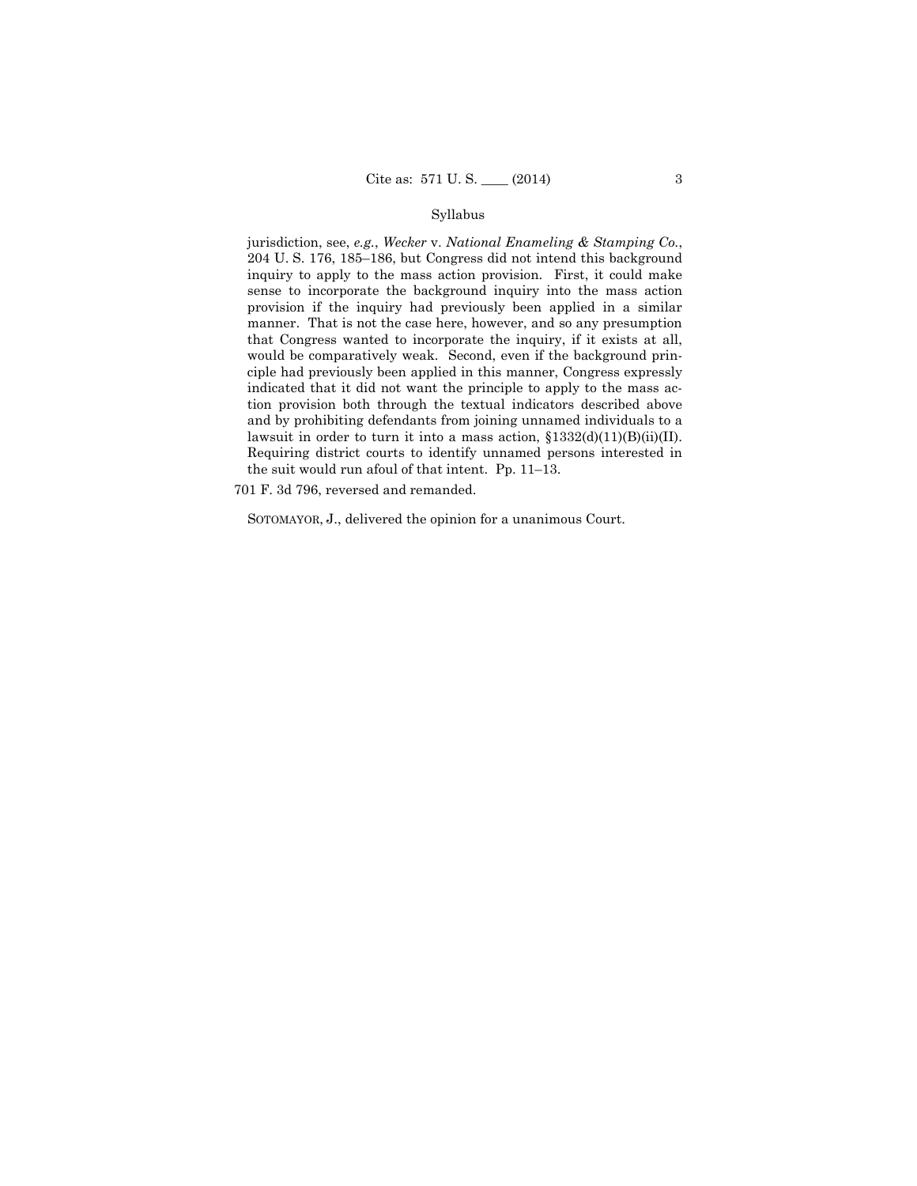jurisdiction, see, *e.g.*, *Wecker* v. *National Enameling & Stamping Co.*, 204 U. S. 176, 185–186, but Congress did not intend this background inquiry to apply to the mass action provision. First, it could make sense to incorporate the background inquiry into the mass action provision if the inquiry had previously been applied in a similar manner. That is not the case here, however, and so any presumption that Congress wanted to incorporate the inquiry, if it exists at all, would be comparatively weak. Second, even if the background principle had previously been applied in this manner, Congress expressly indicated that it did not want the principle to apply to the mass action provision both through the textual indicators described above and by prohibiting defendants from joining unnamed individuals to a lawsuit in order to turn it into a mass action, §1332(d)(11)(B)(ii)(II). Requiring district courts to identify unnamed persons interested in the suit would run afoul of that intent. Pp. 11–13.

701 F. 3d 796, reversed and remanded.

SOTOMAYOR, J., delivered the opinion for a unanimous Court.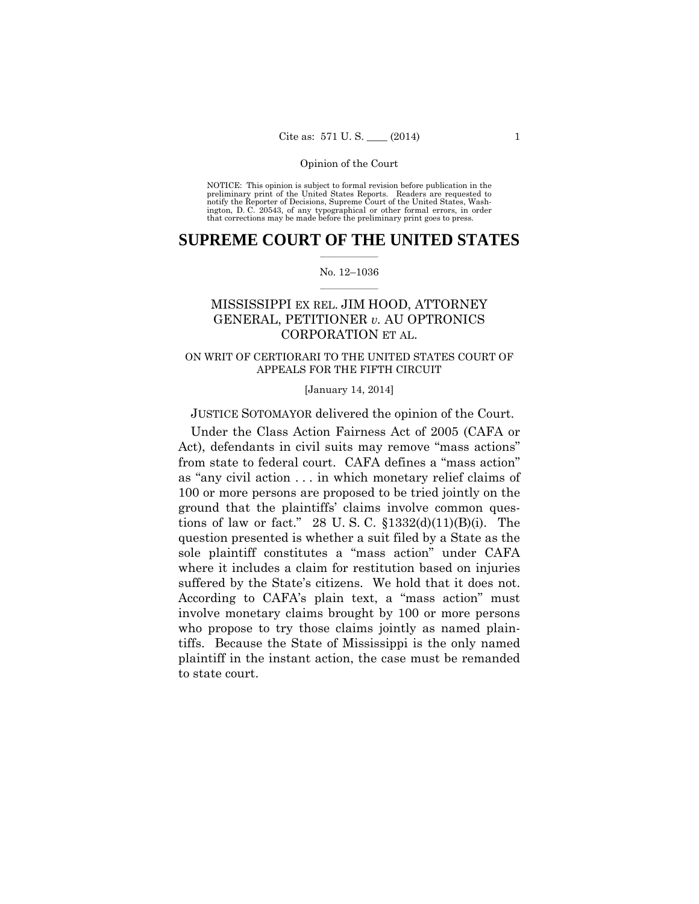NOTICE: This opinion is subject to formal revision before publication in the preliminary print of the United States Reports. Readers are requested to notify the Reporter of Decisions, Supreme Court of the United States, Washington, D. C. 20543, of any typographical or other formal errors, in order that corrections may be made before the preliminary print goes to press.

# SUPREME COURT OF THE UNITED STATES

No. 12–1036

## MISSISSIPPI EX REL. JIM HOOD, ATTORNEY GENERAL, PETITIONER *v.* AU OPTRONICS CORPORATION ET AL.

ON WRIT OF CERTIORARI TO THE UNITED STATES COURT OF APPEALS FOR THE FIFTH CIRCUIT

[January 14, 2014]

JUSTICE SOTOMAYOR delivered the opinion of the Court.

Under the Class Action Fairness Act of 2005 (CAFA or Act), defendants in civil suits may remove "mass actions" from state to federal court. CAFA defines a "mass action" as "any civil action . . . in which monetary relief claims of 100 or more persons are proposed to be tried jointly on the ground that the plaintiffs' claims involve common questions of law or fact." 28 U. S. C. §1332(d)(11)(B)(i). The question presented is whether a suit filed by a State as the sole plaintiff constitutes a "mass action" under CAFA where it includes a claim for restitution based on injuries suffered by the State's citizens. We hold that it does not. According to CAFA's plain text, a "mass action" must involve monetary claims brought by 100 or more persons who propose to try those claims jointly as named plaintiffs. Because the State of Mississippi is the only named plaintiff in the instant action, the case must be remanded to state court.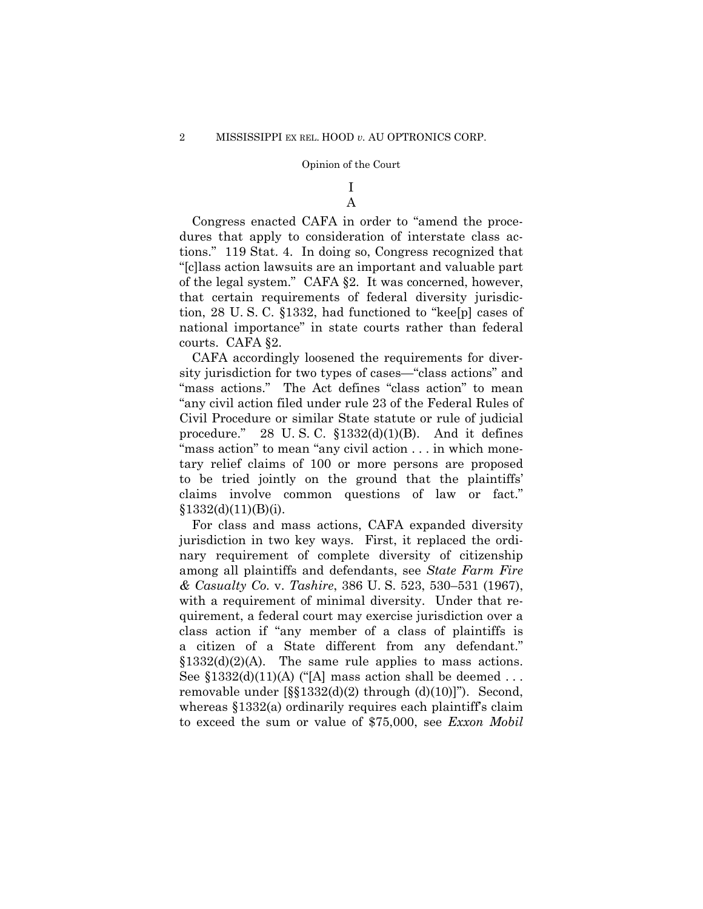# I

## A

Congress enacted CAFA in order to "amend the procedures that apply to consideration of interstate class actions." 119 Stat. 4. In doing so, Congress recognized that "[c]lass action lawsuits are an important and valuable part of the legal system." CAFA §2. It was concerned, however, that certain requirements of federal diversity jurisdiction, 28 U. S. C. §1332, had functioned to "kee[p] cases of national importance" in state courts rather than federal courts. CAFA §2.

CAFA accordingly loosened the requirements for diversity jurisdiction for two types of cases—"class actions" and "mass actions." The Act defines "class action" to mean "any civil action filed under rule 23 of the Federal Rules of Civil Procedure or similar State statute or rule of judicial procedure." 28 U. S. C. §1332(d)(1)(B). And it defines "mass action" to mean "any civil action . . . in which monetary relief claims of 100 or more persons are proposed to be tried jointly on the ground that the plaintiffs' claims involve common questions of law or fact." §1332(d)(11)(B)(i).

For class and mass actions, CAFA expanded diversity jurisdiction in two key ways. First, it replaced the ordinary requirement of complete diversity of citizenship among all plaintiffs and defendants, see *State Farm Fire & Casualty Co.* v. *Tashire*, 386 U. S. 523, 530–531 (1967), with a requirement of minimal diversity. Under that requirement, a federal court may exercise jurisdiction over a class action if "any member of a class of plaintiffs is a citizen of a State different from any defendant." §1332(d)(2)(A). The same rule applies to mass actions. See §1332(d)(11)(A) ("[A] mass action shall be deemed . . . removable under [§§1332(d)(2) through (d)(10)]"). Second, whereas §1332(a) ordinarily requires each plaintiff's claim to exceed the sum or value of $75,000, see *Exxon Mobil*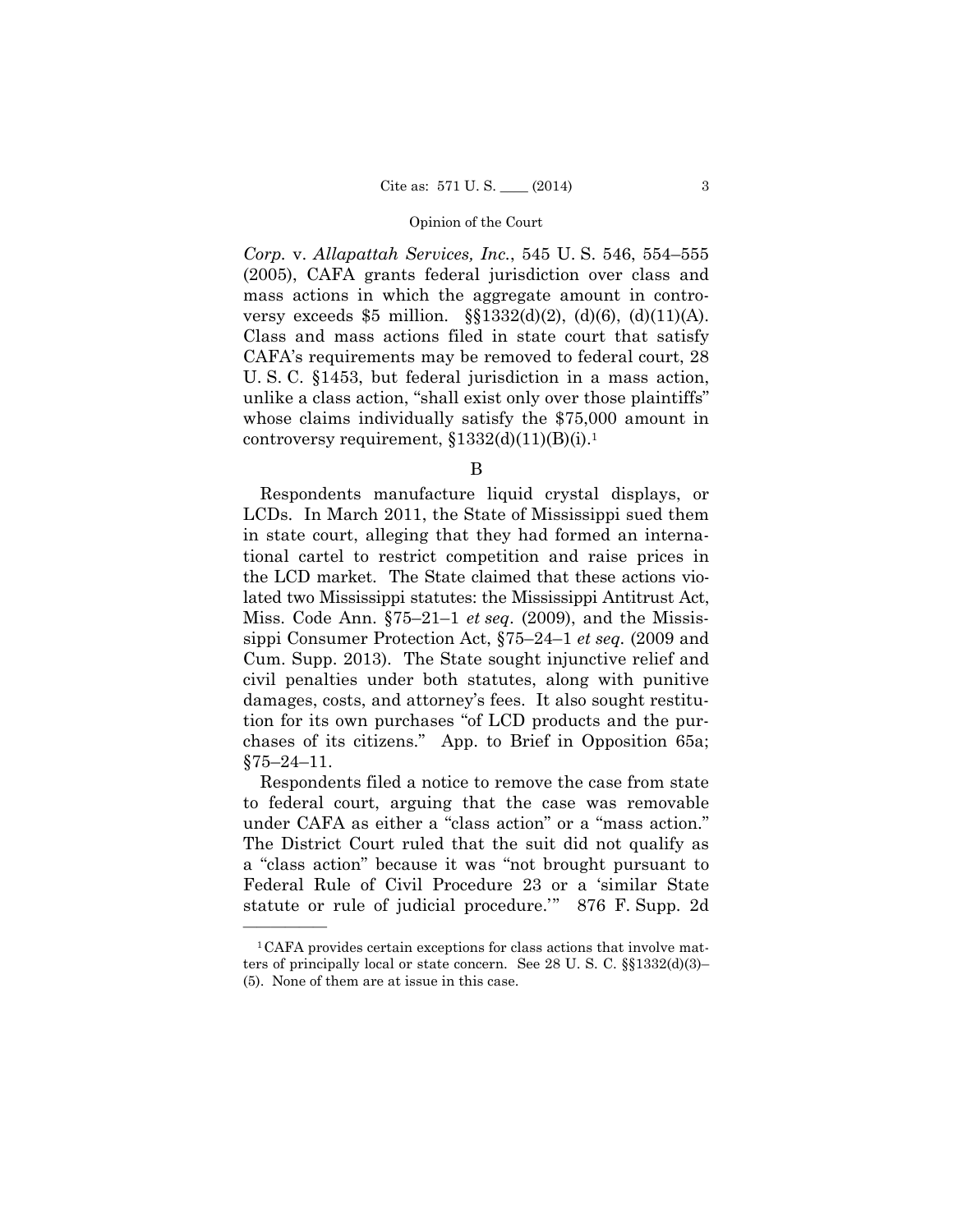*Corp.* v. *Allapattah Services, Inc.*, 545 U. S. 546, 554–555 (2005), CAFA grants federal jurisdiction over class and mass actions in which the aggregate amount in controversy exceeds $5 million. §§1332(d)(2), (d)(6), (d)(11)(A). Class and mass actions filed in state court that satisfy CAFA's requirements may be removed to federal court, 28 U. S. C. §1453, but federal jurisdiction in a mass action, unlike a class action, "shall exist only over those plaintiffs" whose claims individually satisfy the $75,000 amount in controversy requirement, §1332(d)(11)(B)(i).[1]

B

Respondents manufacture liquid crystal displays, or LCDs. In March 2011, the State of Mississippi sued them in state court, alleging that they had formed an international cartel to restrict competition and raise prices in the LCD market. The State claimed that these actions violated two Mississippi statutes: the Mississippi Antitrust Act, Miss. Code Ann. §75–21–1 *et seq*. (2009), and the Mississippi Consumer Protection Act, §75–24–1 *et seq.* (2009 and Cum. Supp. 2013). The State sought injunctive relief and civil penalties under both statutes, along with punitive damages, costs, and attorney's fees. It also sought restitution for its own purchases "of LCD products and the purchases of its citizens." App. to Brief in Opposition 65a; §75–24–11.

Respondents filed a notice to remove the case from state to federal court, arguing that the case was removable under CAFA as either a "class action" or a "mass action." The District Court ruled that the suit did not qualify as a "class action" because it was "not brought pursuant to Federal Rule of Civil Procedure 23 or a 'similar State statute or rule of judicial procedure.'" 876 F. Supp. 2d

---

[1] CAFA provides certain exceptions for class actions that involve matters of principally local or state concern. See 28 U. S. C. §§1332(d)(3)–(5). None of them are at issue in this case.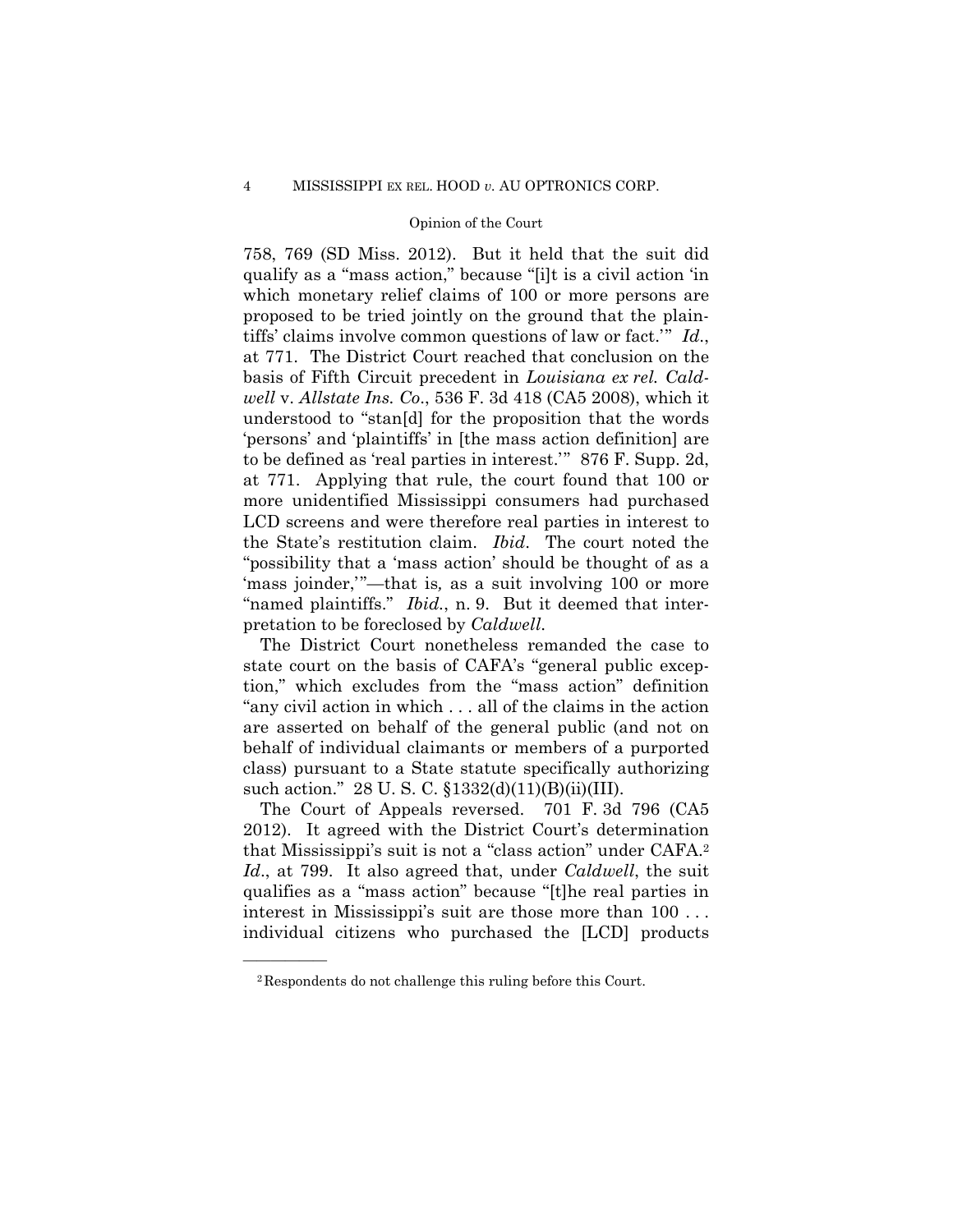758, 769 (SD Miss. 2012). But it held that the suit did qualify as a "mass action," because "[i]t is a civil action 'in which monetary relief claims of 100 or more persons are proposed to be tried jointly on the ground that the plaintiffs' claims involve common questions of law or fact.'" *Id.*, at 771. The District Court reached that conclusion on the basis of Fifth Circuit precedent in *Louisiana ex rel. Caldwell* v. *Allstate Ins. Co.*, 536 F. 3d 418 (CA5 2008), which it understood to "stan[d] for the proposition that the words 'persons' and 'plaintiffs' in [the mass action definition] are to be defined as 'real parties in interest.'" 876 F. Supp. 2d, at 771. Applying that rule, the court found that 100 or more unidentified Mississippi consumers had purchased LCD screens and were therefore real parties in interest to the State's restitution claim. *Ibid.* The court noted the "possibility that a 'mass action' should be thought of as a 'mass joinder,'"—that is*,* as a suit involving 100 or more "named plaintiffs." *Ibid.*, n. 9. But it deemed that interpretation to be foreclosed by *Caldwell*.

The District Court nonetheless remanded the case to state court on the basis of CAFA's "general public exception," which excludes from the "mass action" definition "any civil action in which . . . all of the claims in the action are asserted on behalf of the general public (and not on behalf of individual claimants or members of a purported class) pursuant to a State statute specifically authorizing such action." 28 U. S. C. §1332(d)(11)(B)(ii)(III).

The Court of Appeals reversed. 701 F. 3d 796 (CA5 2012). It agreed with the District Court's determination that Mississippi's suit is not a "class action" under CAFA.[2] *Id.*, at 799. It also agreed that, under *Caldwell*, the suit qualifies as a "mass action" because "[t]he real parties in interest in Mississippi's suit are those more than 100 . . . individual citizens who purchased the [LCD] products

[2] Respondents do not challenge this ruling before this Court.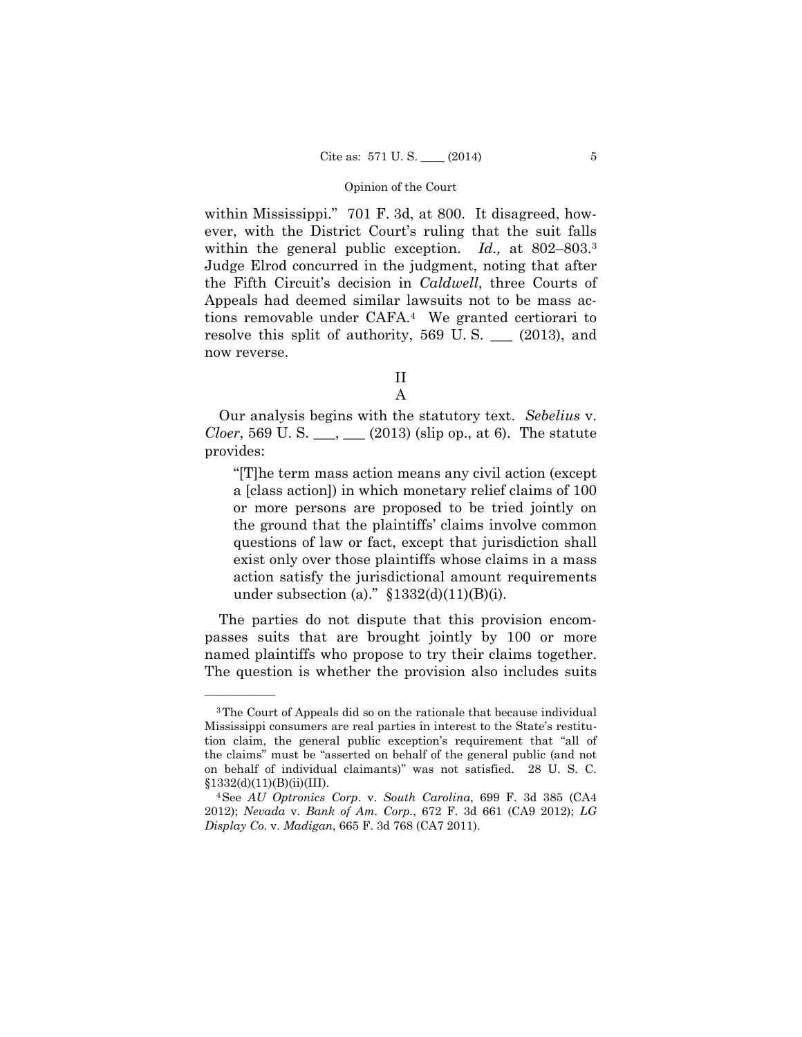within Mississippi." 701 F. 3d, at 800. It disagreed, however, with the District Court's ruling that the suit falls within the general public exception. *Id.,* at 802–803.[3] Judge Elrod concurred in the judgment, noting that after the Fifth Circuit's decision in *Caldwell*, three Courts of Appeals had deemed similar lawsuits not to be mass actions removable under CAFA.[4] We granted certiorari to resolve this split of authority, 569 U. S. ___ (2013), and now reverse.

## II

### A

Our analysis begins with the statutory text. *Sebelius* v. *Cloer*, 569 U. S. ___, ___ (2013) (slip op., at 6). The statute provides:

> "[T]he term mass action means any civil action (except a [class action]) in which monetary relief claims of 100 or more persons are proposed to be tried jointly on the ground that the plaintiffs' claims involve common questions of law or fact, except that jurisdiction shall exist only over those plaintiffs whose claims in a mass action satisfy the jurisdictional amount requirements under subsection (a)." §1332(d)(11)(B)(i).

The parties do not dispute that this provision encompasses suits that are brought jointly by 100 or more named plaintiffs who propose to try their claims together. The question is whether the provision also includes suits

---

[3] The Court of Appeals did so on the rationale that because individual Mississippi consumers are real parties in interest to the State's restitution claim, the general public exception's requirement that "all of the claims" must be "asserted on behalf of the general public (and not on behalf of individual claimants)" was not satisfied. 28 U. S. C. §1332(d)(11)(B)(ii)(III).

[4] See *AU Optronics Corp.* v. *South Carolina*, 699 F. 3d 385 (CA4 2012); *Nevada* v. *Bank of Am. Corp.*, 672 F. 3d 661 (CA9 2012); *LG Display Co.* v. *Madigan*, 665 F. 3d 768 (CA7 2011).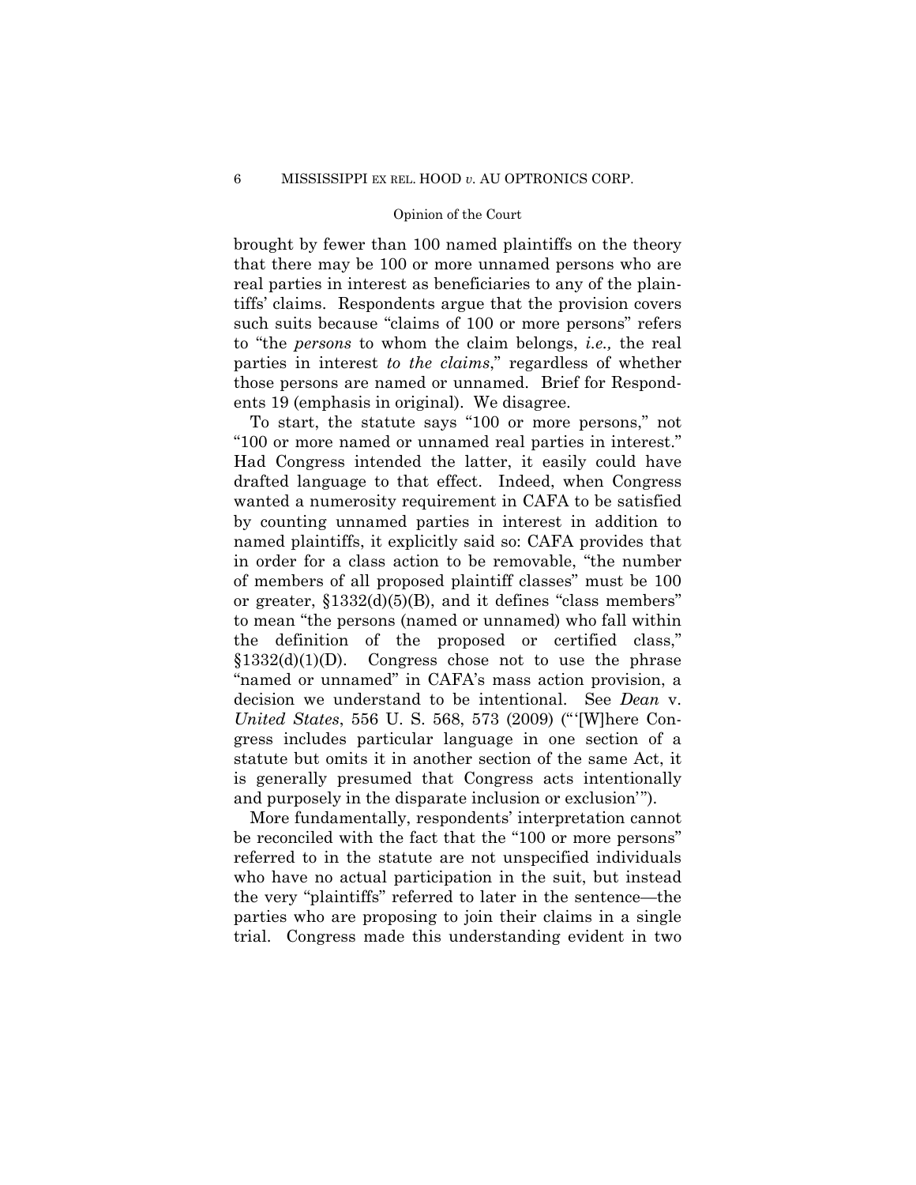brought by fewer than 100 named plaintiffs on the theory that there may be 100 or more unnamed persons who are real parties in interest as beneficiaries to any of the plaintiffs' claims. Respondents argue that the provision covers such suits because "claims of 100 or more persons" refers to "the *persons* to whom the claim belongs, *i.e.,* the real parties in interest *to the claims*," regardless of whether those persons are named or unnamed. Brief for Respondents 19 (emphasis in original). We disagree.

To start, the statute says "100 or more persons," not "100 or more named or unnamed real parties in interest." Had Congress intended the latter, it easily could have drafted language to that effect. Indeed, when Congress wanted a numerosity requirement in CAFA to be satisfied by counting unnamed parties in interest in addition to named plaintiffs, it explicitly said so: CAFA provides that in order for a class action to be removable, "the number of members of all proposed plaintiff classes" must be 100 or greater, §1332(d)(5)(B), and it defines "class members" to mean "the persons (named or unnamed) who fall within the definition of the proposed or certified class," §1332(d)(1)(D). Congress chose not to use the phrase "named or unnamed" in CAFA's mass action provision, a decision we understand to be intentional. See *Dean* v. *United States*, 556 U. S. 568, 573 (2009) ("'[W]here Congress includes particular language in one section of a statute but omits it in another section of the same Act, it is generally presumed that Congress acts intentionally and purposely in the disparate inclusion or exclusion'").

More fundamentally, respondents' interpretation cannot be reconciled with the fact that the "100 or more persons" referred to in the statute are not unspecified individuals who have no actual participation in the suit, but instead the very "plaintiffs" referred to later in the sentence—the parties who are proposing to join their claims in a single trial. Congress made this understanding evident in two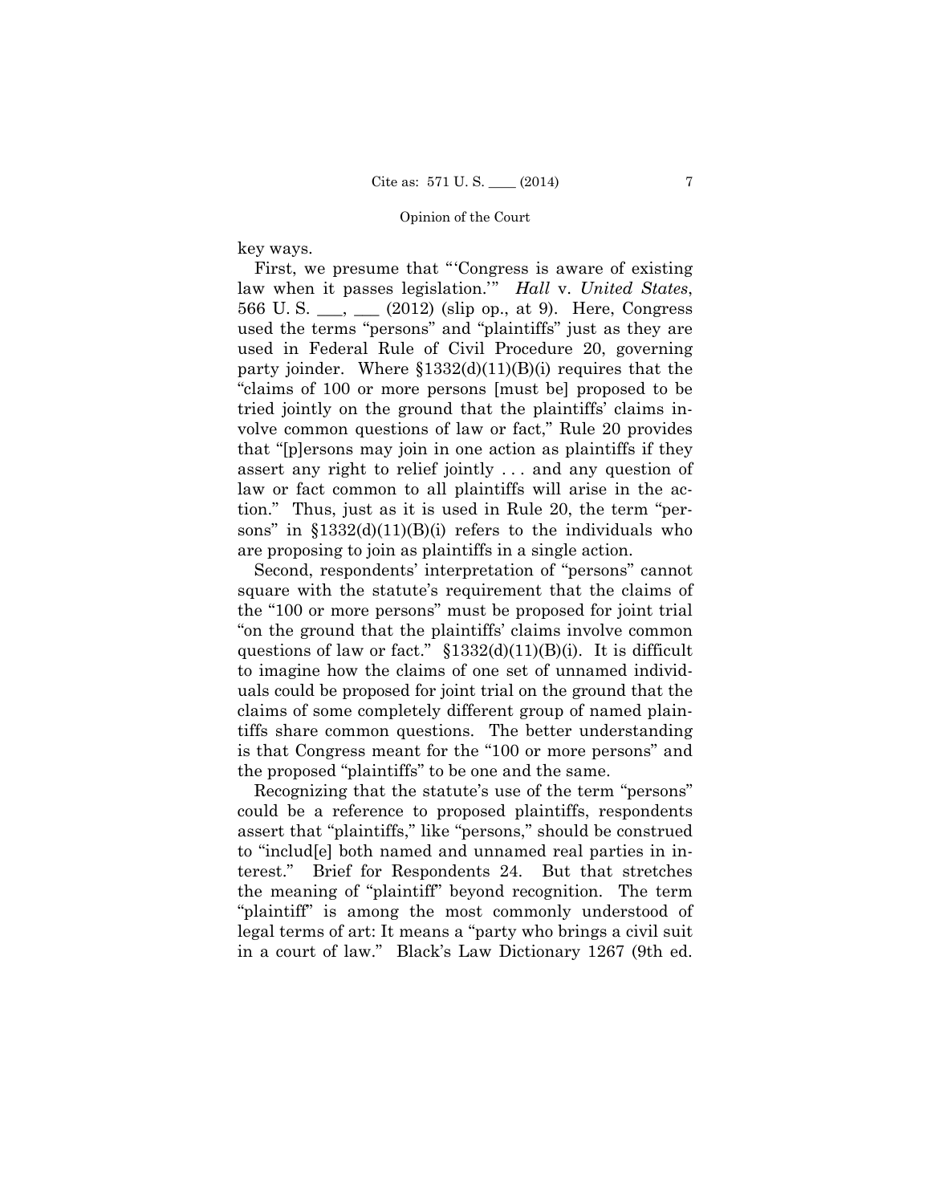key ways.

First, we presume that "'Congress is aware of existing law when it passes legislation.'" *Hall* v. *United States*, 566 U. S. \_\_\_, \_\_\_ (2012) (slip op., at 9). Here, Congress used the terms "persons" and "plaintiffs" just as they are used in Federal Rule of Civil Procedure 20, governing party joinder. Where §1332(d)(11)(B)(i) requires that the "claims of 100 or more persons [must be] proposed to be tried jointly on the ground that the plaintiffs' claims involve common questions of law or fact," Rule 20 provides that "[p]ersons may join in one action as plaintiffs if they assert any right to relief jointly . . . and any question of law or fact common to all plaintiffs will arise in the action." Thus, just as it is used in Rule 20, the term "persons" in §1332(d)(11)(B)(i) refers to the individuals who are proposing to join as plaintiffs in a single action.

Second, respondents' interpretation of "persons" cannot square with the statute's requirement that the claims of the "100 or more persons" must be proposed for joint trial "on the ground that the plaintiffs' claims involve common questions of law or fact." §1332(d)(11)(B)(i). It is difficult to imagine how the claims of one set of unnamed individuals could be proposed for joint trial on the ground that the claims of some completely different group of named plaintiffs share common questions. The better understanding is that Congress meant for the "100 or more persons" and the proposed "plaintiffs" to be one and the same.

Recognizing that the statute's use of the term "persons" could be a reference to proposed plaintiffs, respondents assert that "plaintiffs," like "persons," should be construed to "includ[e] both named and unnamed real parties in interest." Brief for Respondents 24. But that stretches the meaning of "plaintiff" beyond recognition. The term "plaintiff" is among the most commonly understood of legal terms of art: It means a "party who brings a civil suit in a court of law." Black's Law Dictionary 1267 (9th ed.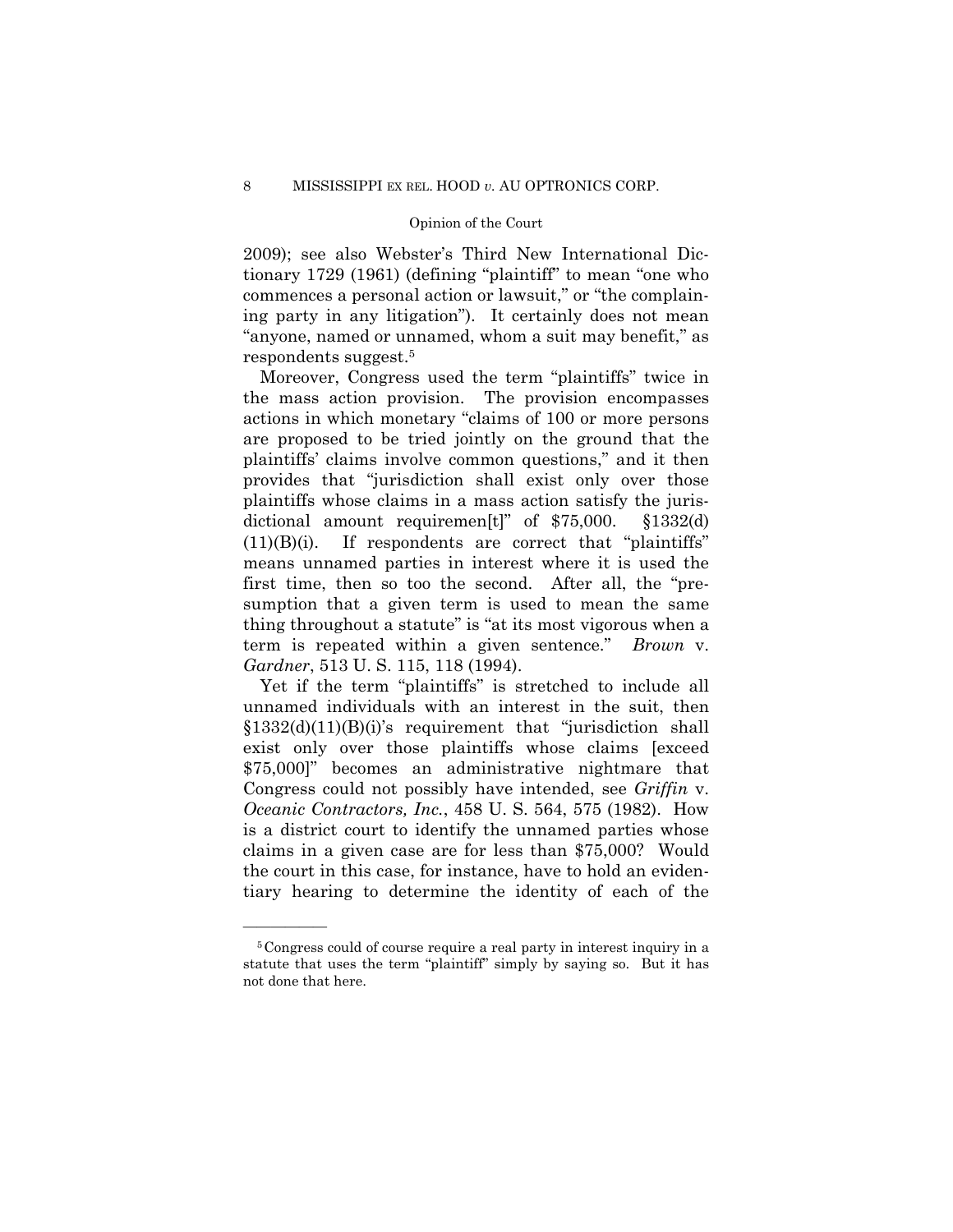2009); see also Webster's Third New International Dictionary 1729 (1961) (defining "plaintiff" to mean "one who commences a personal action or lawsuit," or "the complaining party in any litigation"). It certainly does not mean "anyone, named or unnamed, whom a suit may benefit," as respondents suggest.[5]

Moreover, Congress used the term "plaintiffs" twice in the mass action provision. The provision encompasses actions in which monetary "claims of 100 or more persons are proposed to be tried jointly on the ground that the plaintiffs' claims involve common questions," and it then provides that "jurisdiction shall exist only over those plaintiffs whose claims in a mass action satisfy the jurisdictional amount requiremen[t]" of $75,000. §1332(d)(11)(B)(i). If respondents are correct that "plaintiffs" means unnamed parties in interest where it is used the first time, then so too the second. After all, the "presumption that a given term is used to mean the same thing throughout a statute" is "at its most vigorous when a term is repeated within a given sentence." *Brown* v. *Gardner*, 513 U. S. 115, 118 (1994).

Yet if the term "plaintiffs" is stretched to include all unnamed individuals with an interest in the suit, then §1332(d)(11)(B)(i)'s requirement that "jurisdiction shall exist only over those plaintiffs whose claims [exceed $75,000]" becomes an administrative nightmare that Congress could not possibly have intended, see *Griffin* v. *Oceanic Contractors, Inc.*, 458 U. S. 564, 575 (1982). How is a district court to identify the unnamed parties whose claims in a given case are for less than $75,000? Would the court in this case, for instance, have to hold an evidentiary hearing to determine the identity of each of the

---

[5] Congress could of course require a real party in interest inquiry in a statute that uses the term "plaintiff" simply by saying so. But it has not done that here.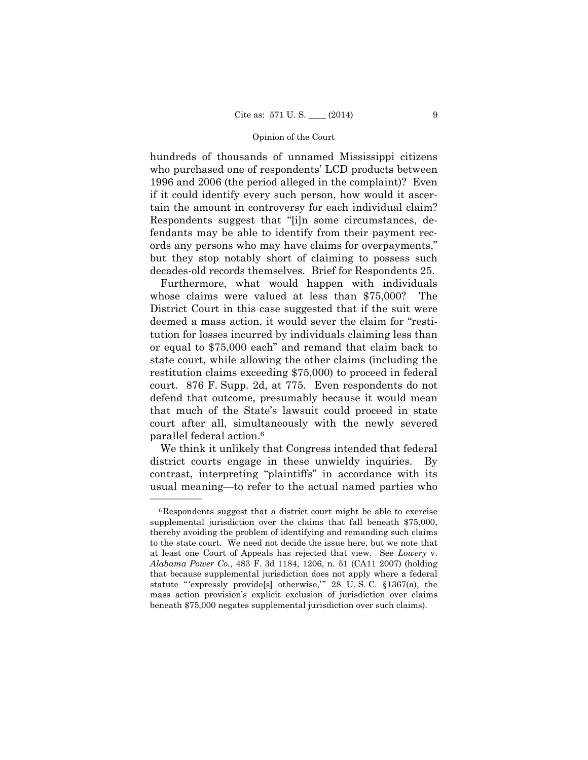hundreds of thousands of unnamed Mississippi citizens who purchased one of respondents' LCD products between 1996 and 2006 (the period alleged in the complaint)? Even if it could identify every such person, how would it ascertain the amount in controversy for each individual claim? Respondents suggest that "[i]n some circumstances, defendants may be able to identify from their payment records any persons who may have claims for overpayments," but they stop notably short of claiming to possess such decades-old records themselves. Brief for Respondents 25.

Furthermore, what would happen with individuals whose claims were valued at less than $75,000? The District Court in this case suggested that if the suit were deemed a mass action, it would sever the claim for "restitution for losses incurred by individuals claiming less than or equal to $75,000 each" and remand that claim back to state court, while allowing the other claims (including the restitution claims exceeding $75,000) to proceed in federal court. 876 F. Supp. 2d, at 775. Even respondents do not defend that outcome, presumably because it would mean that much of the State's lawsuit could proceed in state court after all, simultaneously with the newly severed parallel federal action.[6]

We think it unlikely that Congress intended that federal district courts engage in these unwieldy inquiries. By contrast, interpreting "plaintiffs" in accordance with its usual meaning—to refer to the actual named parties who

---

[6] Respondents suggest that a district court might be able to exercise supplemental jurisdiction over the claims that fall beneath $75,000, thereby avoiding the problem of identifying and remanding such claims to the state court. We need not decide the issue here, but we note that at least one Court of Appeals has rejected that view. See *Lowery* v. *Alabama Power Co.*, 483 F. 3d 1184, 1206, n. 51 (CA11 2007) (holding that because supplemental jurisdiction does not apply where a federal statute "'expressly provide[s] otherwise,'" 28 U. S. C. §1367(a), the mass action provision's explicit exclusion of jurisdiction over claims beneath $75,000 negates supplemental jurisdiction over such claims).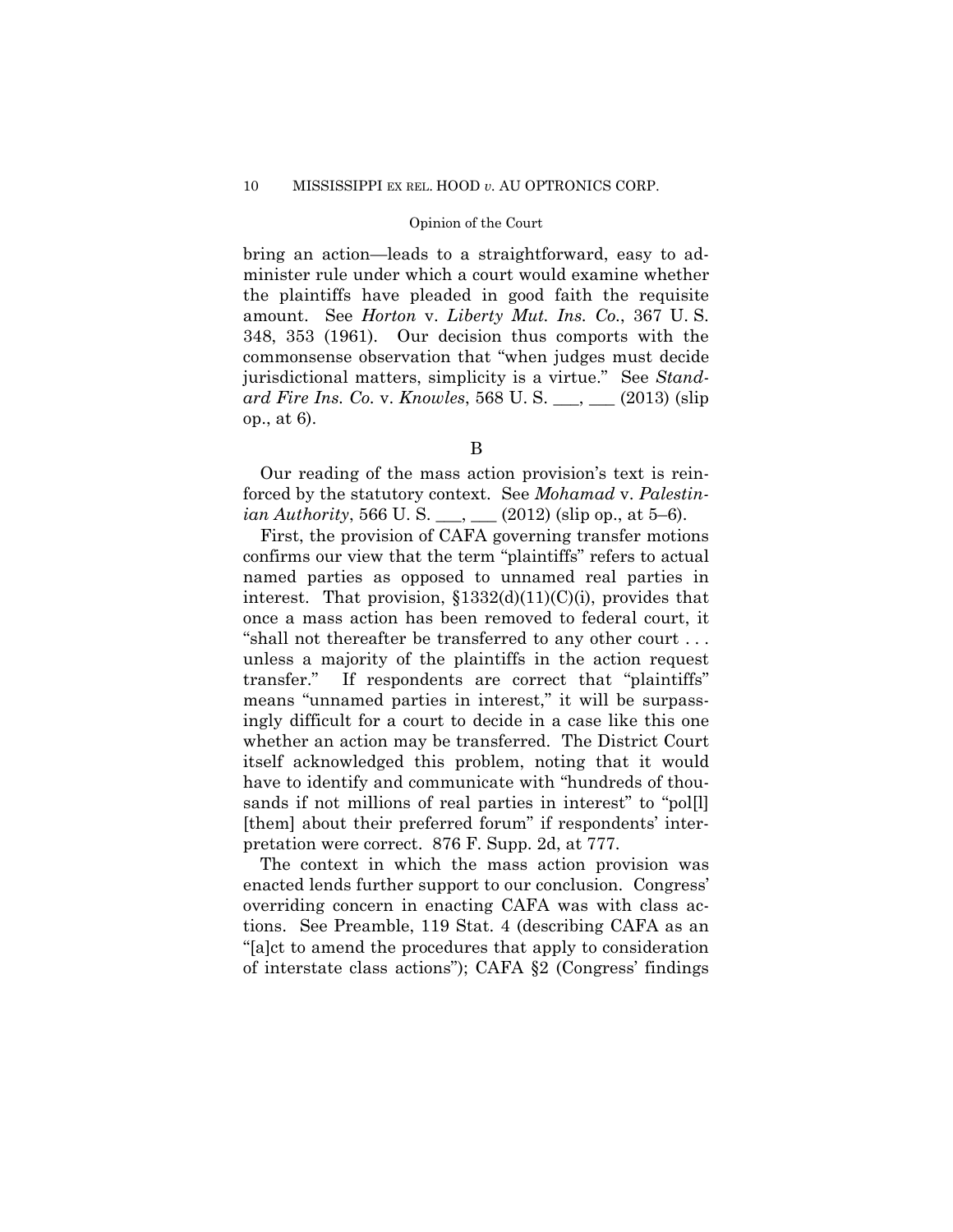bring an action—leads to a straightforward, easy to administer rule under which a court would examine whether the plaintiffs have pleaded in good faith the requisite amount. See *Horton* v. *Liberty Mut. Ins. Co.*, 367 U. S. 348, 353 (1961). Our decision thus comports with the commonsense observation that "when judges must decide jurisdictional matters, simplicity is a virtue." See *Standard Fire Ins. Co.* v. *Knowles*, 568 U. S. ___, ___ (2013) (slip op., at 6).

B

Our reading of the mass action provision's text is reinforced by the statutory context. See *Mohamad* v. *Palestinian Authority*, 566 U. S. ___, ___ (2012) (slip op., at 5–6).

First, the provision of CAFA governing transfer motions confirms our view that the term "plaintiffs" refers to actual named parties as opposed to unnamed real parties in interest. That provision, §1332(d)(11)(C)(i), provides that once a mass action has been removed to federal court, it "shall not thereafter be transferred to any other court . . . unless a majority of the plaintiffs in the action request transfer." If respondents are correct that "plaintiffs" means "unnamed parties in interest," it will be surpassingly difficult for a court to decide in a case like this one whether an action may be transferred. The District Court itself acknowledged this problem, noting that it would have to identify and communicate with "hundreds of thousands if not millions of real parties in interest" to "pol[l] [them] about their preferred forum" if respondents' interpretation were correct. 876 F. Supp. 2d, at 777.

The context in which the mass action provision was enacted lends further support to our conclusion. Congress' overriding concern in enacting CAFA was with class actions. See Preamble, 119 Stat. 4 (describing CAFA as an "[a]ct to amend the procedures that apply to consideration of interstate class actions"); CAFA §2 (Congress' findings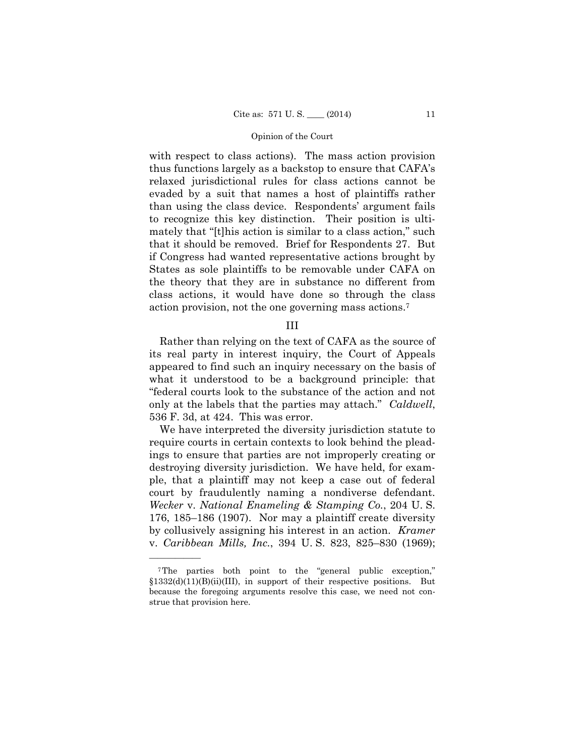with respect to class actions). The mass action provision thus functions largely as a backstop to ensure that CAFA's relaxed jurisdictional rules for class actions cannot be evaded by a suit that names a host of plaintiffs rather than using the class device. Respondents' argument fails to recognize this key distinction. Their position is ultimately that "[t]his action is similar to a class action," such that it should be removed. Brief for Respondents 27. But if Congress had wanted representative actions brought by States as sole plaintiffs to be removable under CAFA on the theory that they are in substance no different from class actions, it would have done so through the class action provision, not the one governing mass actions.[7]

## III

Rather than relying on the text of CAFA as the source of its real party in interest inquiry, the Court of Appeals appeared to find such an inquiry necessary on the basis of what it understood to be a background principle: that "federal courts look to the substance of the action and not only at the labels that the parties may attach." *Caldwell*, 536 F. 3d, at 424. This was error.

We have interpreted the diversity jurisdiction statute to require courts in certain contexts to look behind the pleadings to ensure that parties are not improperly creating or destroying diversity jurisdiction. We have held, for example, that a plaintiff may not keep a case out of federal court by fraudulently naming a nondiverse defendant. *Wecker* v. *National Enameling & Stamping Co.*, 204 U. S. 176, 185–186 (1907). Nor may a plaintiff create diversity by collusively assigning his interest in an action. *Kramer* v. *Caribbean Mills, Inc.*, 394 U. S. 823, 825–830 (1969);

---

[7] The parties both point to the "general public exception," §1332(d)(11)(B)(ii)(III), in support of their respective positions. But because the foregoing arguments resolve this case, we need not construe that provision here.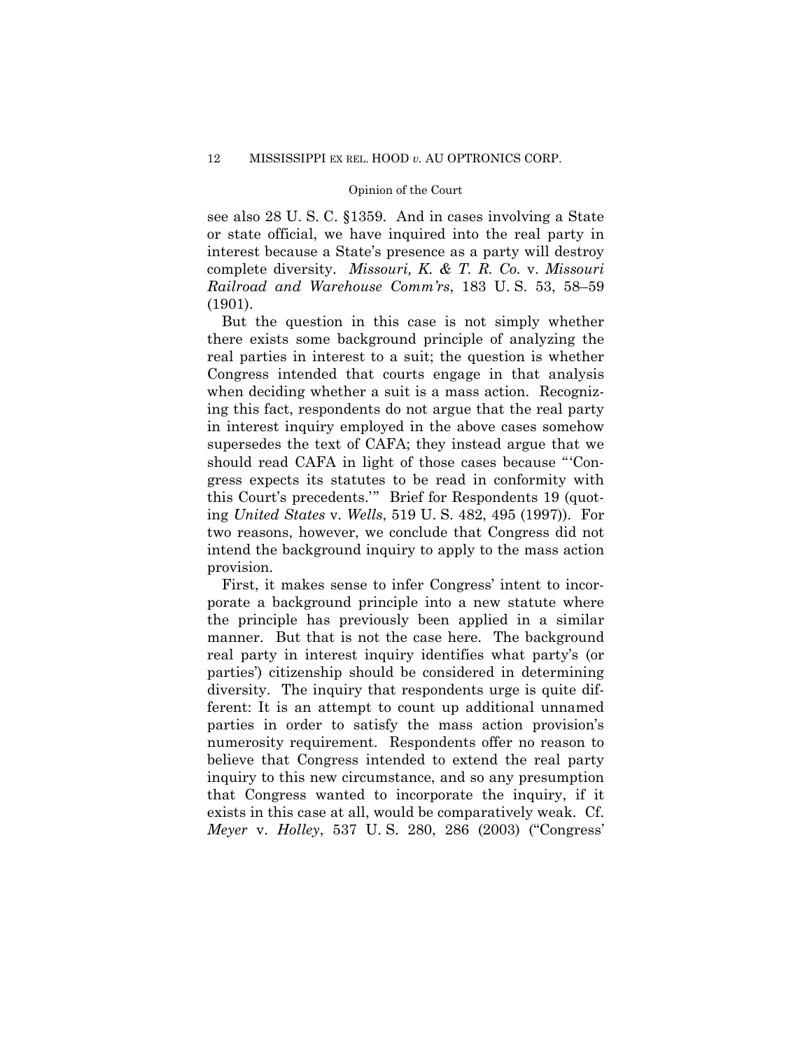see also 28 U. S. C. §1359. And in cases involving a State or state official, we have inquired into the real party in interest because a State's presence as a party will destroy complete diversity. *Missouri, K. & T. R. Co.* v. *Missouri Railroad and Warehouse Comm'rs*, 183 U. S. 53, 58–59 (1901).

But the question in this case is not simply whether there exists some background principle of analyzing the real parties in interest to a suit; the question is whether Congress intended that courts engage in that analysis when deciding whether a suit is a mass action. Recognizing this fact, respondents do not argue that the real party in interest inquiry employed in the above cases somehow supersedes the text of CAFA; they instead argue that we should read CAFA in light of those cases because "'Congress expects its statutes to be read in conformity with this Court's precedents.'" Brief for Respondents 19 (quoting *United States* v. *Wells*, 519 U. S. 482, 495 (1997)). For two reasons, however, we conclude that Congress did not intend the background inquiry to apply to the mass action provision.

First, it makes sense to infer Congress' intent to incorporate a background principle into a new statute where the principle has previously been applied in a similar manner. But that is not the case here. The background real party in interest inquiry identifies what party's (or parties') citizenship should be considered in determining diversity. The inquiry that respondents urge is quite different: It is an attempt to count up additional unnamed parties in order to satisfy the mass action provision's numerosity requirement. Respondents offer no reason to believe that Congress intended to extend the real party inquiry to this new circumstance, and so any presumption that Congress wanted to incorporate the inquiry, if it exists in this case at all, would be comparatively weak. Cf. *Meyer* v. *Holley*, 537 U. S. 280, 286 (2003) ("Congress'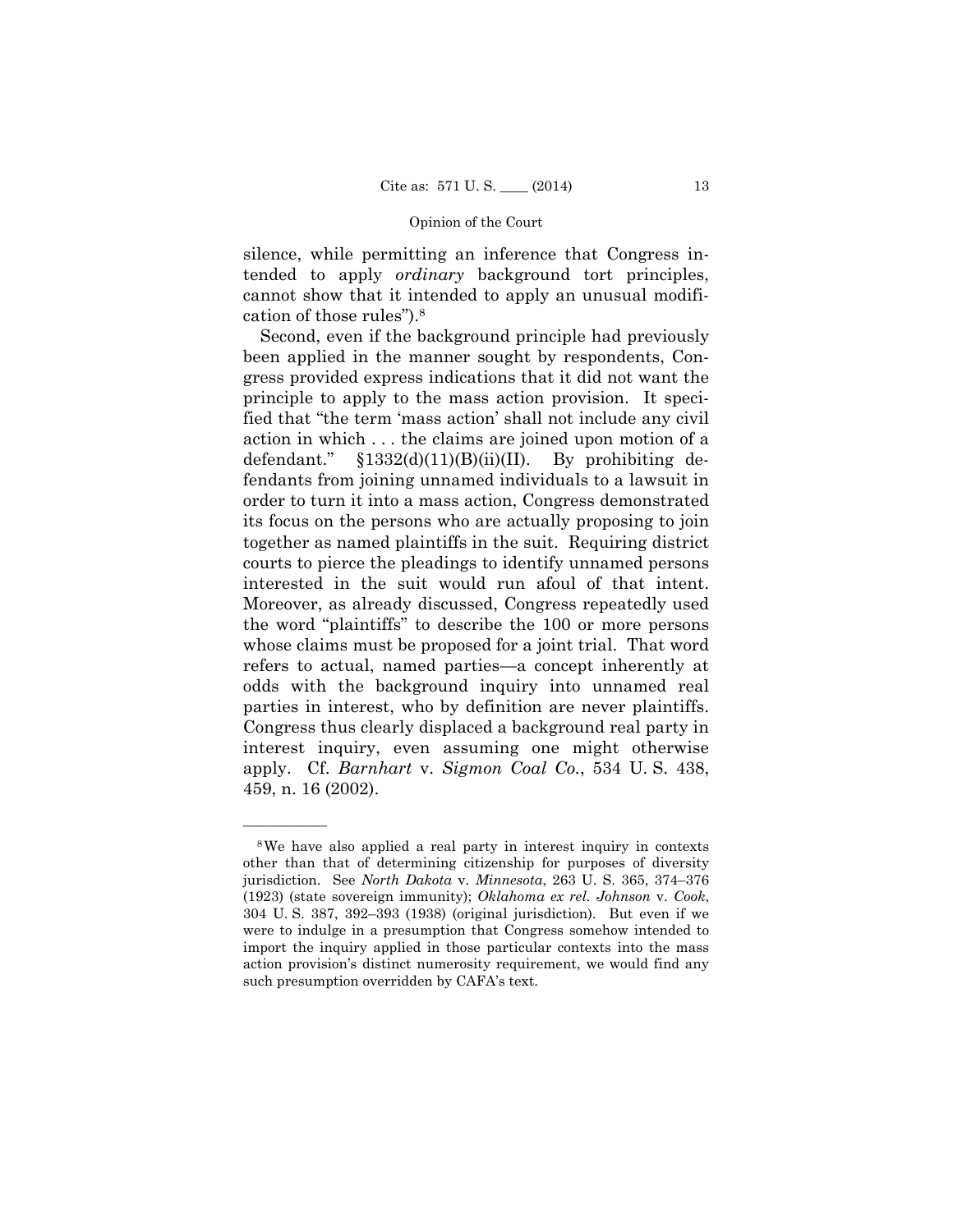silence, while permitting an inference that Congress intended to apply *ordinary* background tort principles, cannot show that it intended to apply an unusual modification of those rules").[8]

Second, even if the background principle had previously been applied in the manner sought by respondents, Congress provided express indications that it did not want the principle to apply to the mass action provision. It specified that "the term 'mass action' shall not include any civil action in which . . . the claims are joined upon motion of a defendant." §1332(d)(11)(B)(ii)(II). By prohibiting defendants from joining unnamed individuals to a lawsuit in order to turn it into a mass action, Congress demonstrated its focus on the persons who are actually proposing to join together as named plaintiffs in the suit. Requiring district courts to pierce the pleadings to identify unnamed persons interested in the suit would run afoul of that intent. Moreover, as already discussed, Congress repeatedly used the word "plaintiffs" to describe the 100 or more persons whose claims must be proposed for a joint trial. That word refers to actual, named parties—a concept inherently at odds with the background inquiry into unnamed real parties in interest, who by definition are never plaintiffs. Congress thus clearly displaced a background real party in interest inquiry, even assuming one might otherwise apply. Cf. *Barnhart* v. *Sigmon Coal Co.*, 534 U. S. 438, 459, n. 16 (2002).

---

[8] We have also applied a real party in interest inquiry in contexts other than that of determining citizenship for purposes of diversity jurisdiction. See *North Dakota* v. *Minnesota*, 263 U. S. 365, 374–376 (1923) (state sovereign immunity); *Oklahoma ex rel. Johnson* v. *Cook*, 304 U. S. 387, 392–393 (1938) (original jurisdiction). But even if we were to indulge in a presumption that Congress somehow intended to import the inquiry applied in those particular contexts into the mass action provision's distinct numerosity requirement, we would find any such presumption overridden by CAFA's text.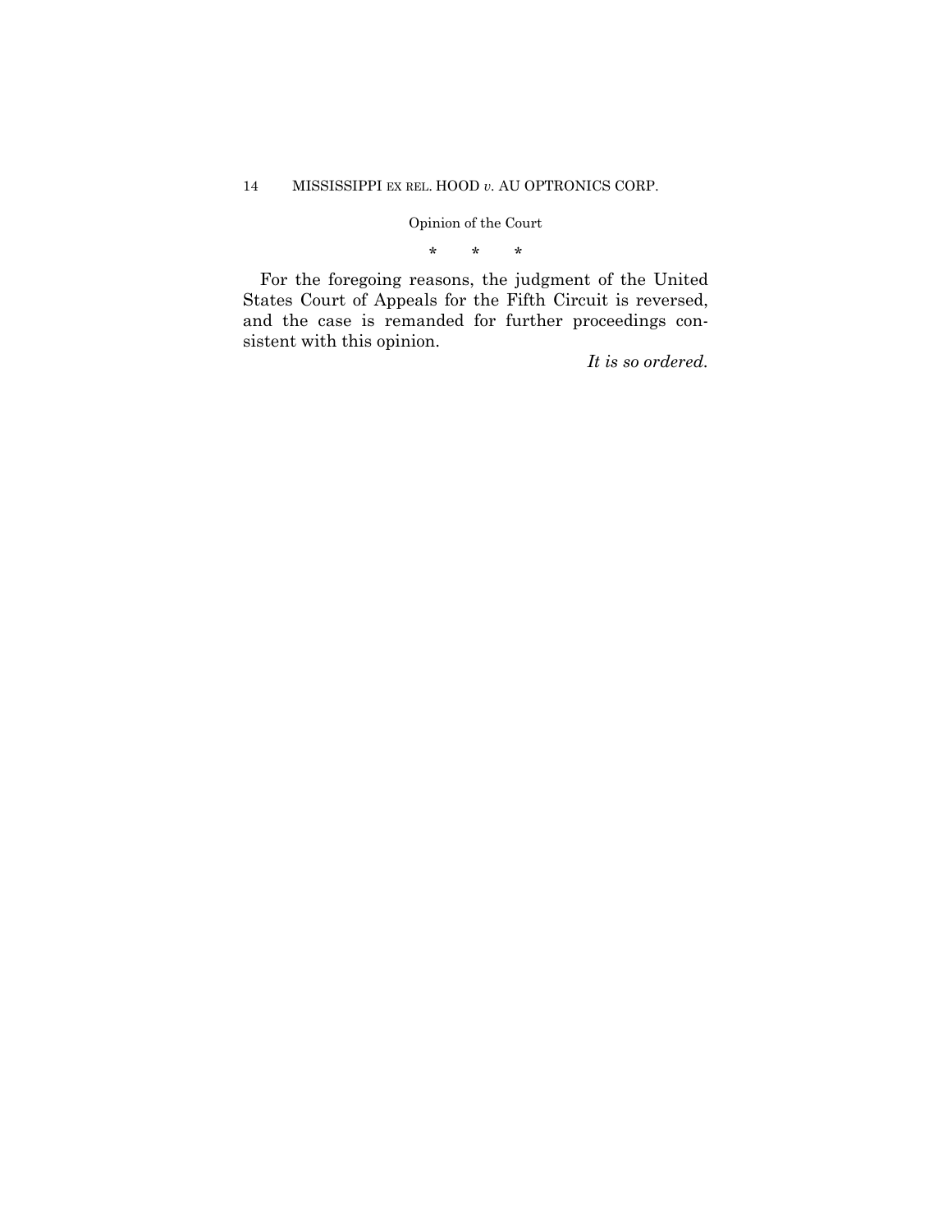\*   \*   \*

For the foregoing reasons, the judgment of the United States Court of Appeals for the Fifth Circuit is reversed, and the case is remanded for further proceedings consistent with this opinion.

*It is so ordered.*